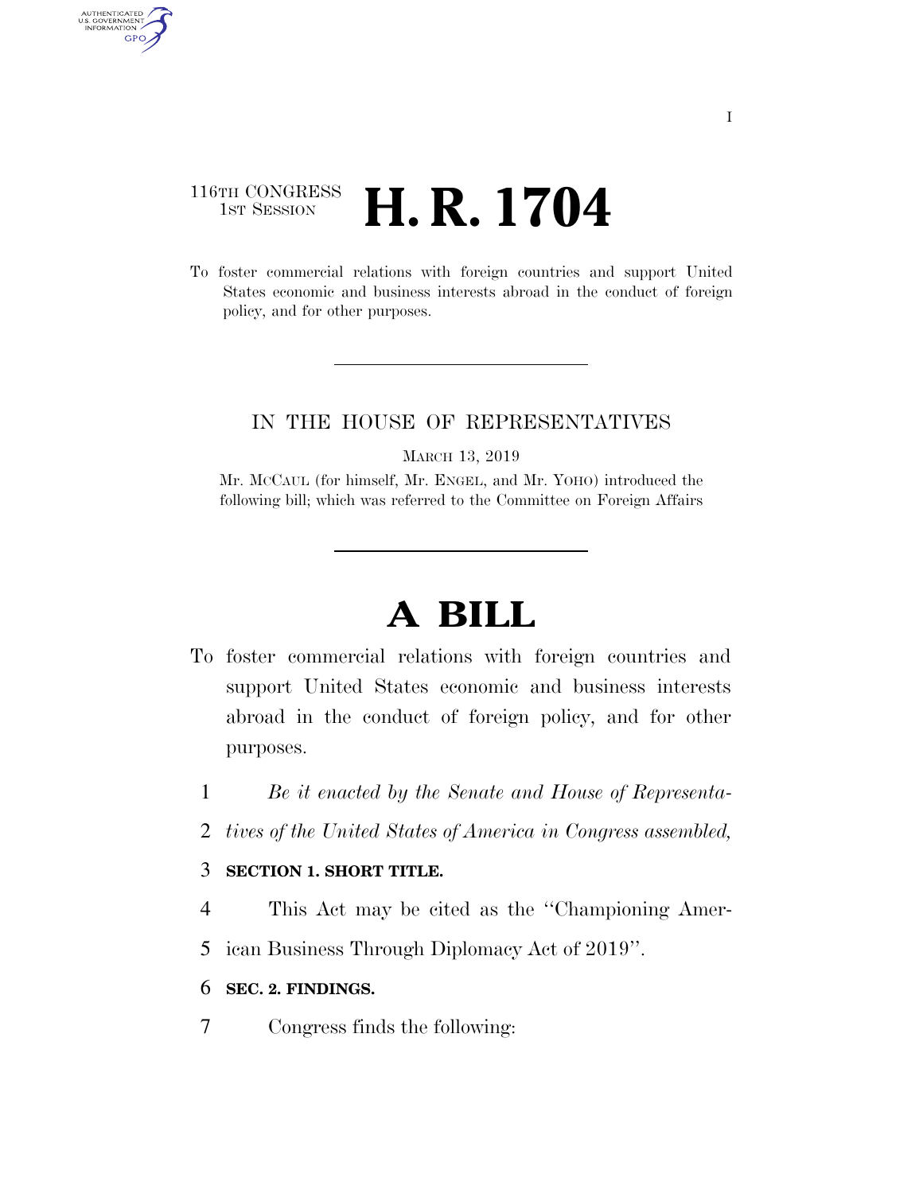116TH CONGRESS
1ST SESSION

# H. R. 1704

To foster commercial relations with foreign countries and support United States economic and business interests abroad in the conduct of foreign policy, and for other purposes.

IN THE HOUSE OF REPRESENTATIVES

MARCH 13, 2019

Mr. MCCAUL (for himself, Mr. ENGEL, and Mr. YOHO) introduced the following bill; which was referred to the Committee on Foreign Affairs

# A BILL

To foster commercial relations with foreign countries and support United States economic and business interests abroad in the conduct of foreign policy, and for other purposes.

*Be it enacted by the Senate and House of Representatives of the United States of America in Congress assembled,*

**SECTION 1. SHORT TITLE.**

This Act may be cited as the "Championing American Business Through Diplomacy Act of 2019".

**SEC. 2. FINDINGS.**

Congress finds the following: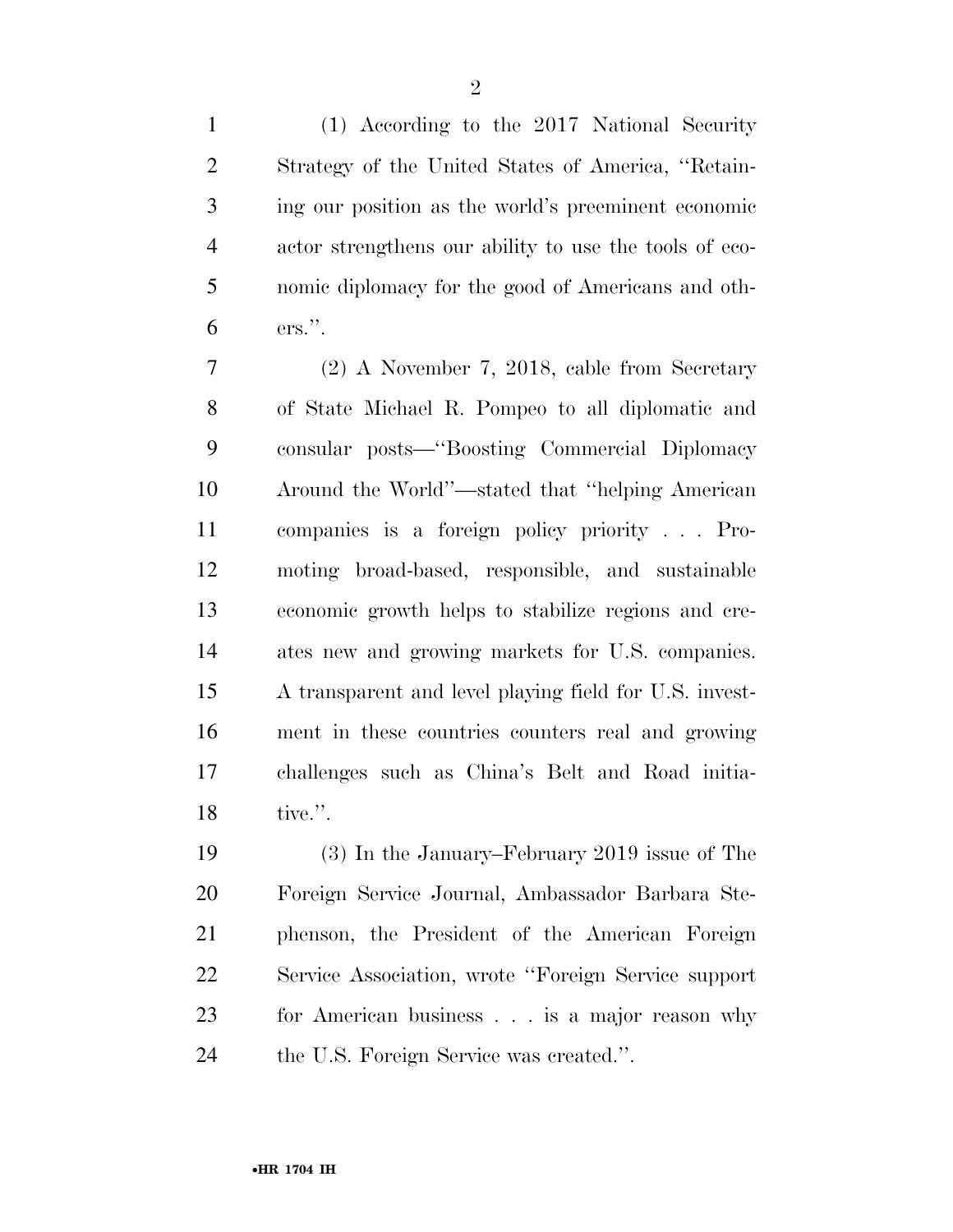(1) According to the 2017 National Security Strategy of the United States of America, ''Retaining our position as the world's preeminent economic actor strengthens our ability to use the tools of economic diplomacy for the good of Americans and others.''.

(2) A November 7, 2018, cable from Secretary of State Michael R. Pompeo to all diplomatic and consular posts—''Boosting Commercial Diplomacy Around the World''—stated that ''helping American companies is a foreign policy priority . . . Promoting broad-based, responsible, and sustainable economic growth helps to stabilize regions and creates new and growing markets for U.S. companies. A transparent and level playing field for U.S. investment in these countries counters real and growing challenges such as China's Belt and Road initiative.''.

(3) In the January–February 2019 issue of The Foreign Service Journal, Ambassador Barbara Stephenson, the President of the American Foreign Service Association, wrote ''Foreign Service support for American business . . . is a major reason why the U.S. Foreign Service was created.''.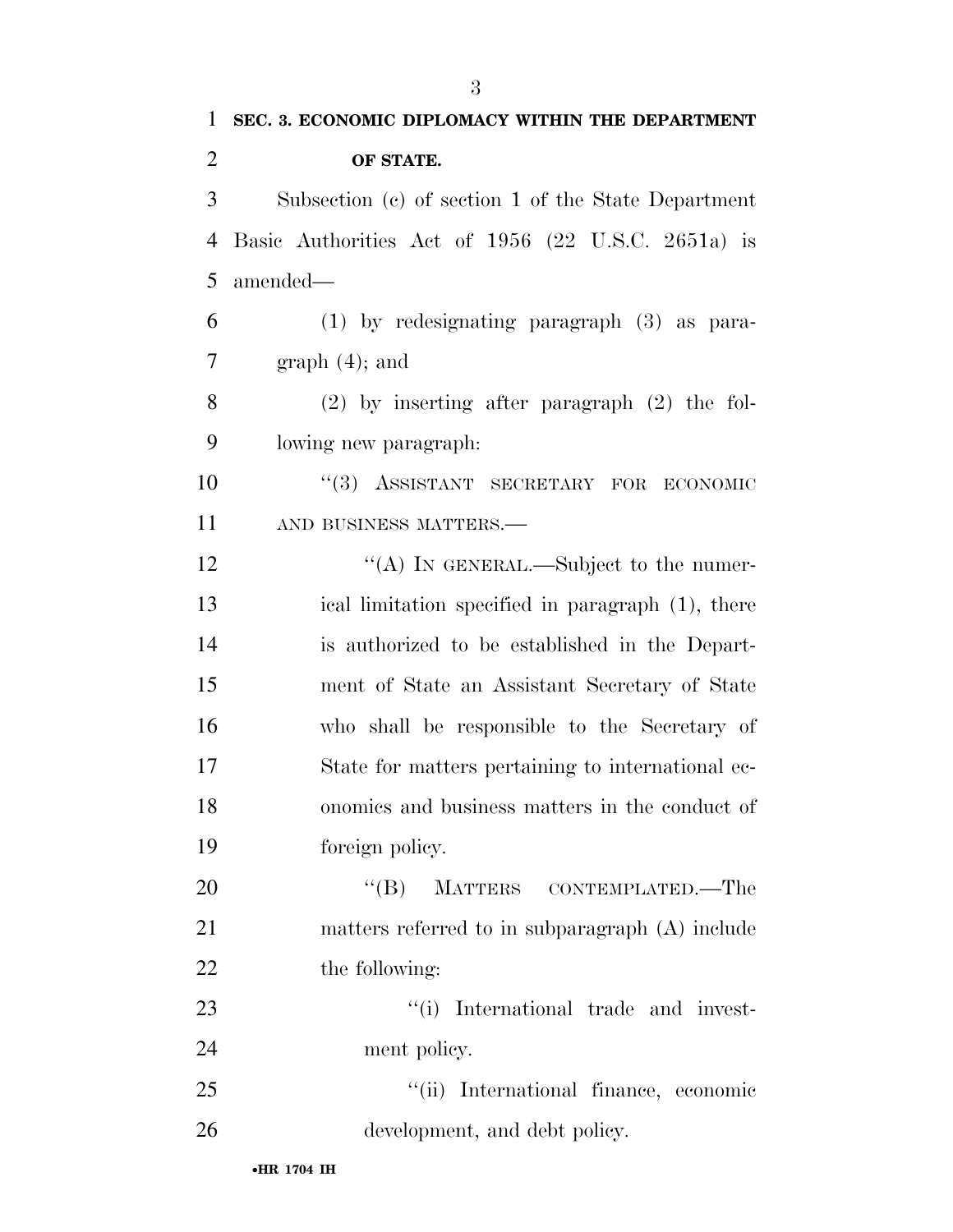**SEC. 3. ECONOMIC DIPLOMACY WITHIN THE DEPARTMENT OF STATE.**

Subsection (c) of section 1 of the State Department Basic Authorities Act of 1956 (22 U.S.C. 2651a) is amended—

(1) by redesignating paragraph (3) as paragraph (4); and

(2) by inserting after paragraph (2) the following new paragraph:

"(3) ASSISTANT SECRETARY FOR ECONOMIC AND BUSINESS MATTERS.—

"(A) IN GENERAL.—Subject to the numerical limitation specified in paragraph (1), there is authorized to be established in the Department of State an Assistant Secretary of State who shall be responsible to the Secretary of State for matters pertaining to international economics and business matters in the conduct of foreign policy.

"(B) MATTERS CONTEMPLATED.—The matters referred to in subparagraph (A) include the following:

"(i) International trade and investment policy.

"(ii) International finance, economic development, and debt policy.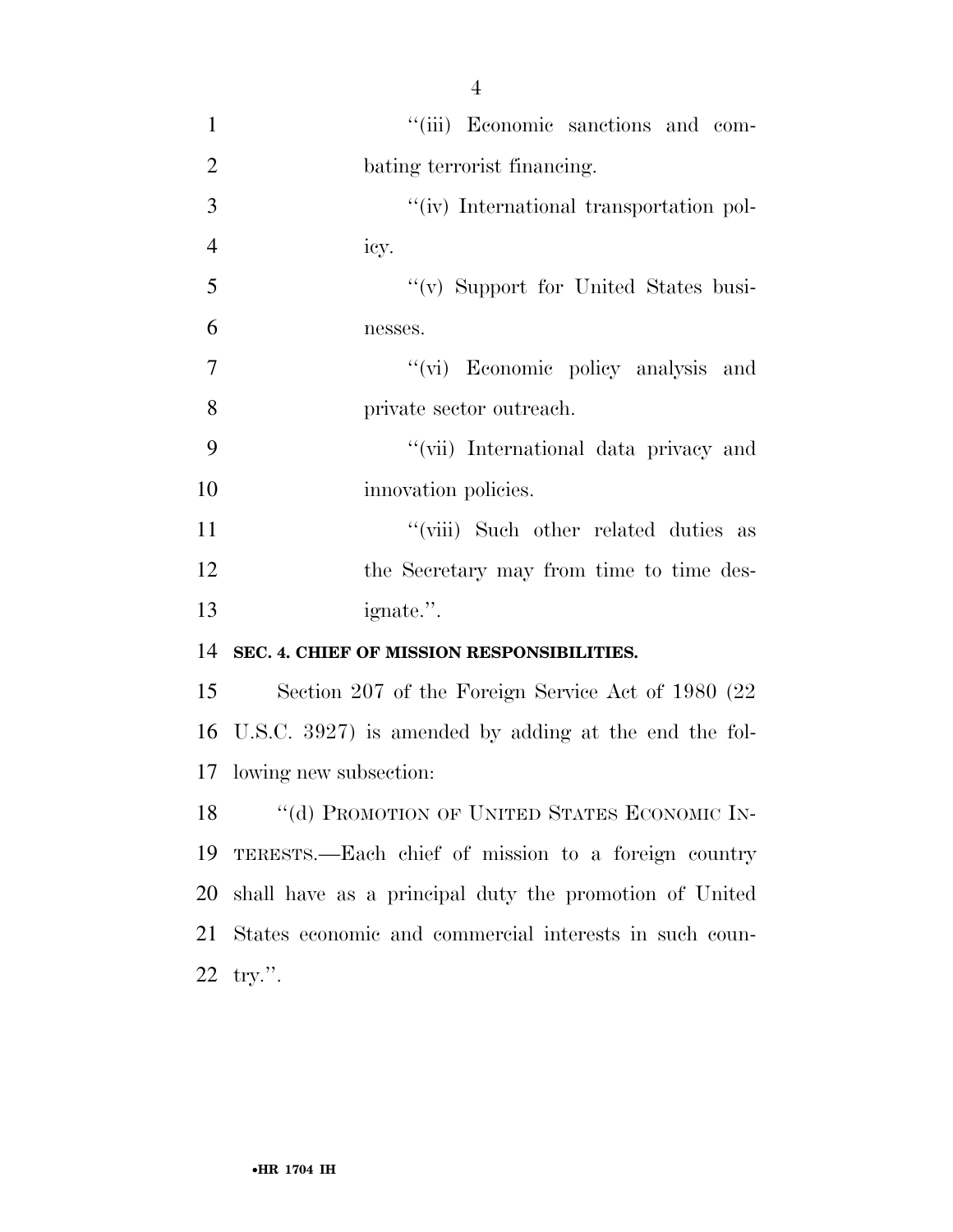"(iii) Economic sanctions and combating terrorist financing.

"(iv) International transportation policy.

"(v) Support for United States businesses.

"(vi) Economic policy analysis and private sector outreach.

"(vii) International data privacy and innovation policies.

"(viii) Such other related duties as the Secretary may from time to time designate.".

**SEC. 4. CHIEF OF MISSION RESPONSIBILITIES.**

Section 207 of the Foreign Service Act of 1980 (22 U.S.C. 3927) is amended by adding at the end the following new subsection:

"(d) PROMOTION OF UNITED STATES ECONOMIC INTERESTS.—Each chief of mission to a foreign country shall have as a principal duty the promotion of United States economic and commercial interests in such country.".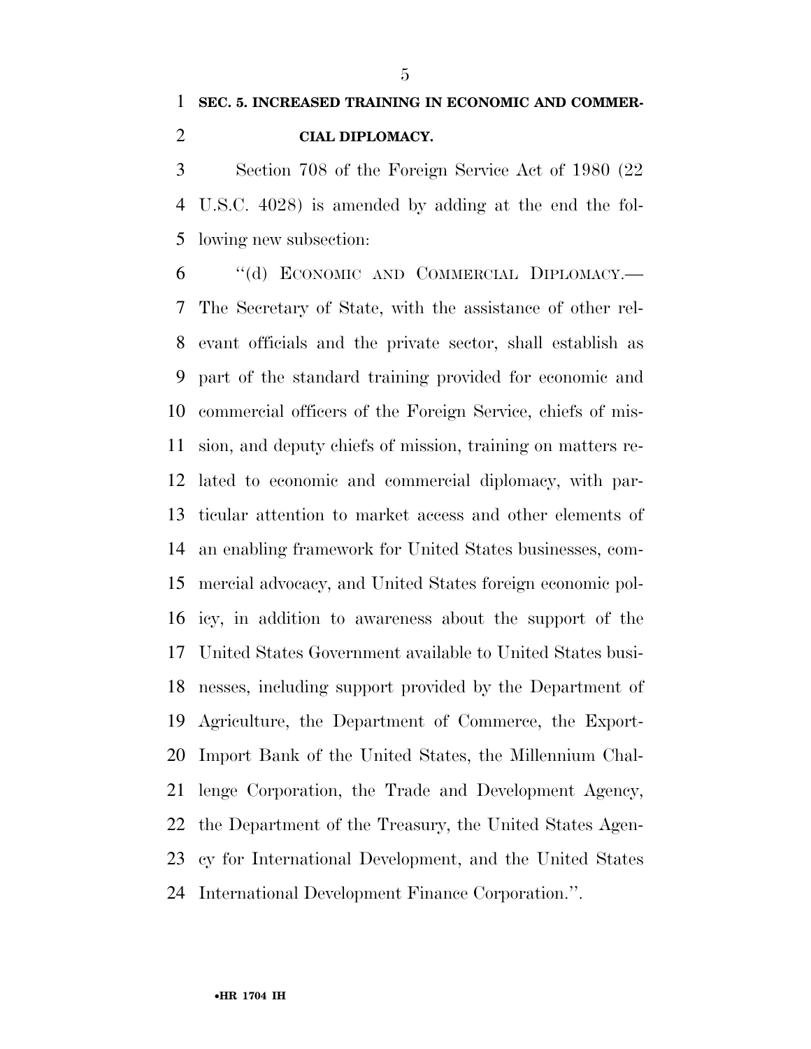**SEC. 5. INCREASED TRAINING IN ECONOMIC AND COMMERCIAL DIPLOMACY.**

Section 708 of the Foreign Service Act of 1980 (22 U.S.C. 4028) is amended by adding at the end the following new subsection:

"(d) ECONOMIC AND COMMERCIAL DIPLOMACY.—The Secretary of State, with the assistance of other relevant officials and the private sector, shall establish as part of the standard training provided for economic and commercial officers of the Foreign Service, chiefs of mission, and deputy chiefs of mission, training on matters related to economic and commercial diplomacy, with particular attention to market access and other elements of an enabling framework for United States businesses, commercial advocacy, and United States foreign economic policy, in addition to awareness about the support of the United States Government available to United States businesses, including support provided by the Department of Agriculture, the Department of Commerce, the Export-Import Bank of the United States, the Millennium Challenge Corporation, the Trade and Development Agency, the Department of the Treasury, the United States Agency for International Development, and the United States International Development Finance Corporation.".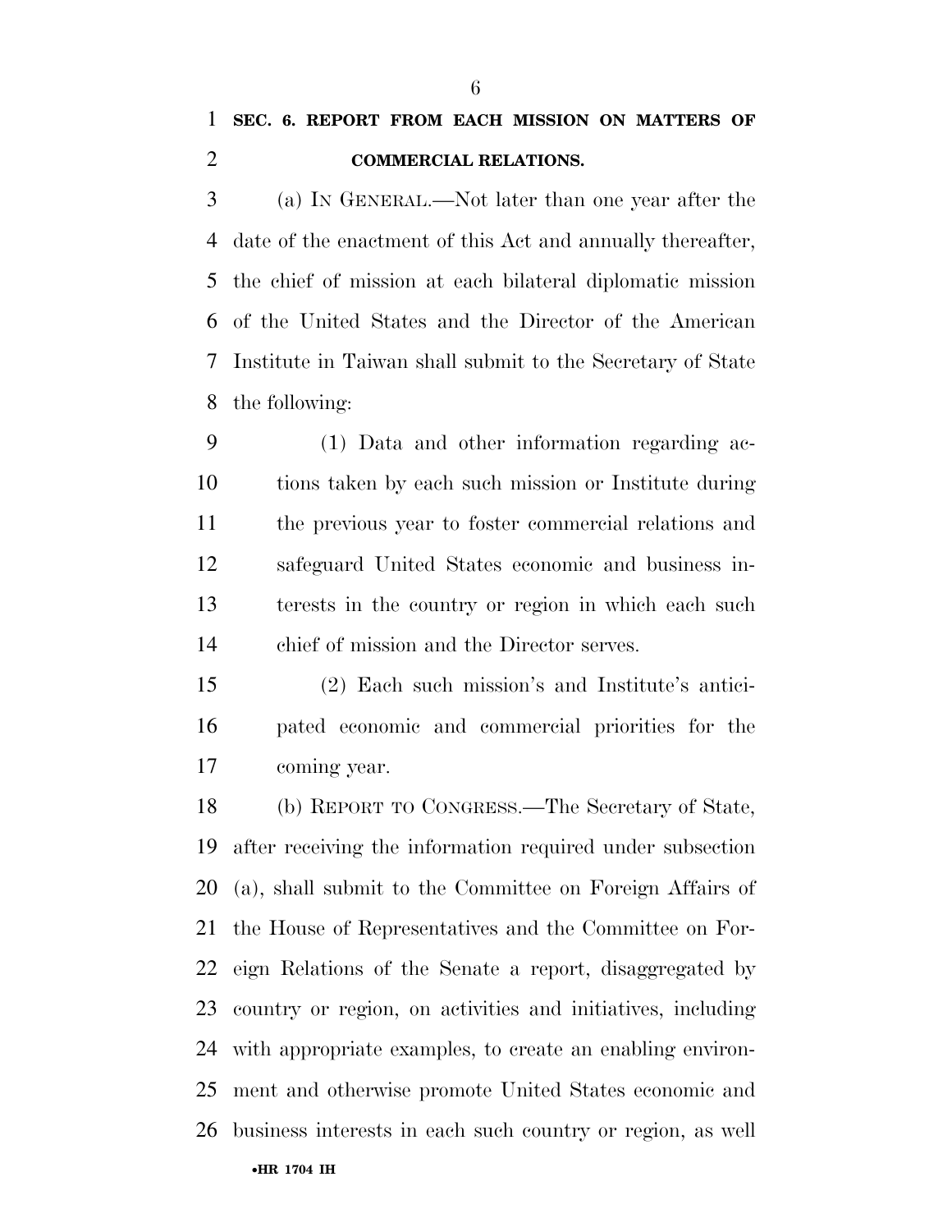**SEC. 6. REPORT FROM EACH MISSION ON MATTERS OF COMMERCIAL RELATIONS.**

(a) IN GENERAL.—Not later than one year after the date of the enactment of this Act and annually thereafter, the chief of mission at each bilateral diplomatic mission of the United States and the Director of the American Institute in Taiwan shall submit to the Secretary of State the following:

(1) Data and other information regarding actions taken by each such mission or Institute during the previous year to foster commercial relations and safeguard United States economic and business interests in the country or region in which each such chief of mission and the Director serves.

(2) Each such mission's and Institute's anticipated economic and commercial priorities for the coming year.

(b) REPORT TO CONGRESS.—The Secretary of State, after receiving the information required under subsection (a), shall submit to the Committee on Foreign Affairs of the House of Representatives and the Committee on Foreign Relations of the Senate a report, disaggregated by country or region, on activities and initiatives, including with appropriate examples, to create an enabling environment and otherwise promote United States economic and business interests in each such country or region, as well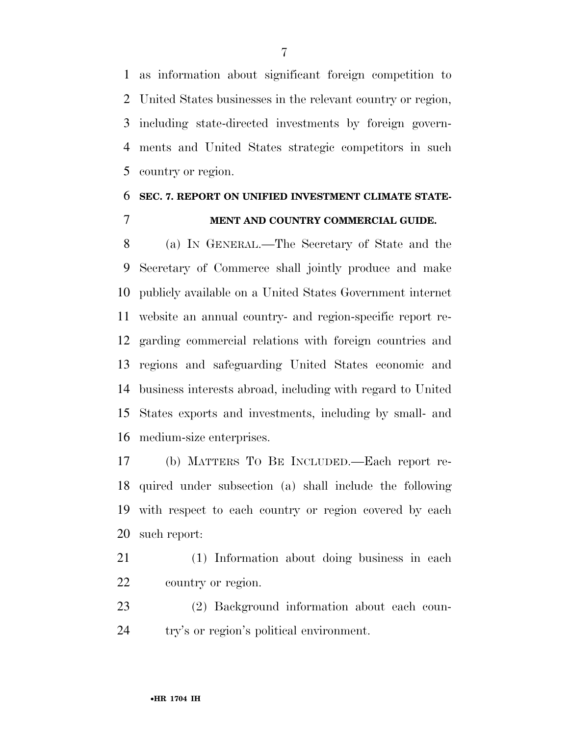as information about significant foreign competition to United States businesses in the relevant country or region, including state-directed investments by foreign governments and United States strategic competitors in such country or region.

## SEC. 7. REPORT ON UNIFIED INVESTMENT CLIMATE STATEMENT AND COUNTRY COMMERCIAL GUIDE.

(a) IN GENERAL.—The Secretary of State and the Secretary of Commerce shall jointly produce and make publicly available on a United States Government internet website an annual country- and region-specific report regarding commercial relations with foreign countries and regions and safeguarding United States economic and business interests abroad, including with regard to United States exports and investments, including by small- and medium-size enterprises.

(b) MATTERS TO BE INCLUDED.—Each report required under subsection (a) shall include the following with respect to each country or region covered by each such report:

(1) Information about doing business in each country or region.

(2) Background information about each country's or region's political environment.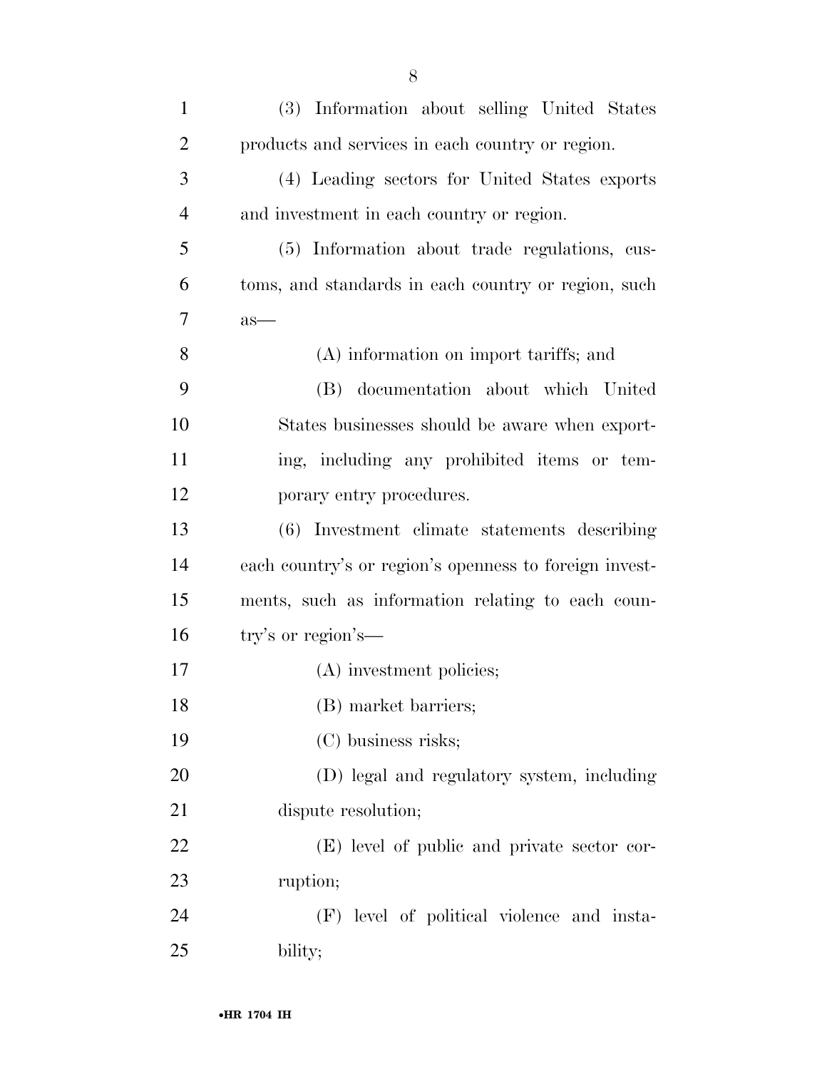(3) Information about selling United States products and services in each country or region.

(4) Leading sectors for United States exports and investment in each country or region.

(5) Information about trade regulations, customs, and standards in each country or region, such as—

(A) information on import tariffs; and

(B) documentation about which United States businesses should be aware when exporting, including any prohibited items or temporary entry procedures.

(6) Investment climate statements describing each country's or region's openness to foreign investments, such as information relating to each country's or region's—

(A) investment policies;

(B) market barriers;

(C) business risks;

(D) legal and regulatory system, including dispute resolution;

(E) level of public and private sector corruption;

(F) level of political violence and instability;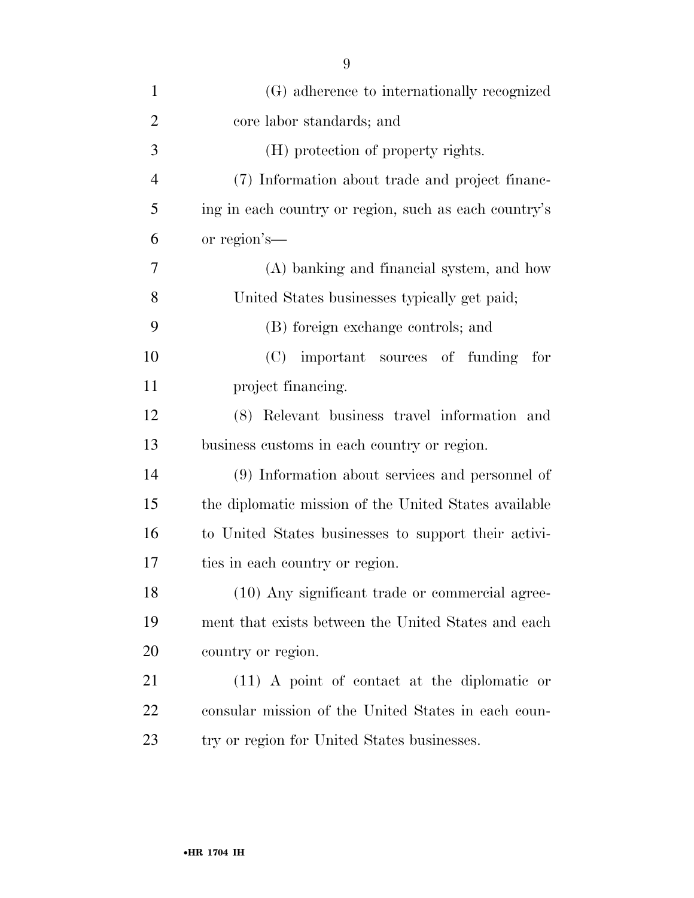(G) adherence to internationally recognized core labor standards; and

(H) protection of property rights.

(7) Information about trade and project financing in each country or region, such as each country's or region's—

(A) banking and financial system, and how United States businesses typically get paid;

(B) foreign exchange controls; and

(C) important sources of funding for project financing.

(8) Relevant business travel information and business customs in each country or region.

(9) Information about services and personnel of the diplomatic mission of the United States available to United States businesses to support their activities in each country or region.

(10) Any significant trade or commercial agreement that exists between the United States and each country or region.

(11) A point of contact at the diplomatic or consular mission of the United States in each country or region for United States businesses.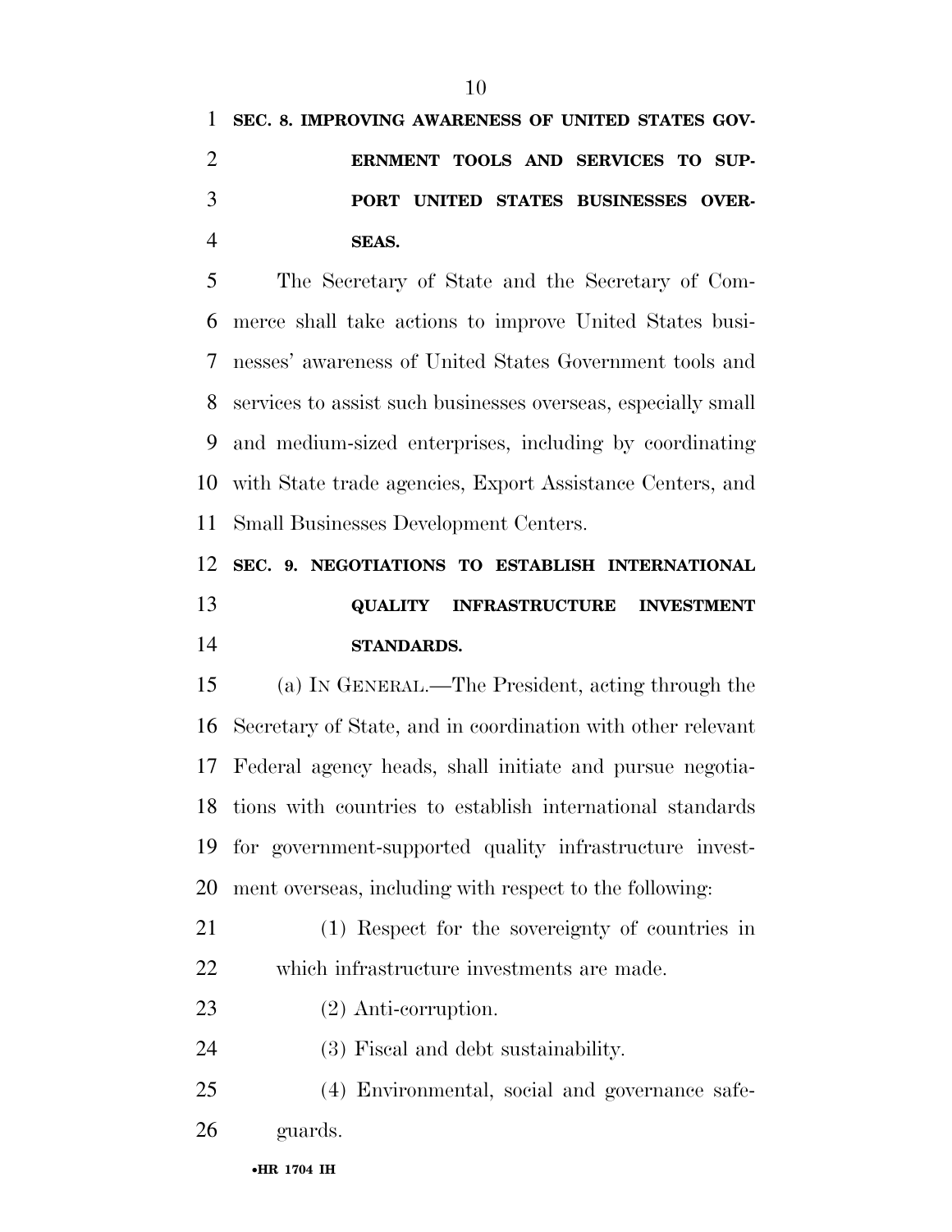**SEC. 8. IMPROVING AWARENESS OF UNITED STATES GOVERNMENT TOOLS AND SERVICES TO SUPPORT UNITED STATES BUSINESSES OVERSEAS.**

The Secretary of State and the Secretary of Commerce shall take actions to improve United States businesses' awareness of United States Government tools and services to assist such businesses overseas, especially small and medium-sized enterprises, including by coordinating with State trade agencies, Export Assistance Centers, and Small Businesses Development Centers.

**SEC. 9. NEGOTIATIONS TO ESTABLISH INTERNATIONAL QUALITY INFRASTRUCTURE INVESTMENT STANDARDS.**

(a) IN GENERAL.—The President, acting through the Secretary of State, and in coordination with other relevant Federal agency heads, shall initiate and pursue negotiations with countries to establish international standards for government-supported quality infrastructure investment overseas, including with respect to the following:

(1) Respect for the sovereignty of countries in which infrastructure investments are made.

(2) Anti-corruption.

(3) Fiscal and debt sustainability.

(4) Environmental, social and governance safeguards.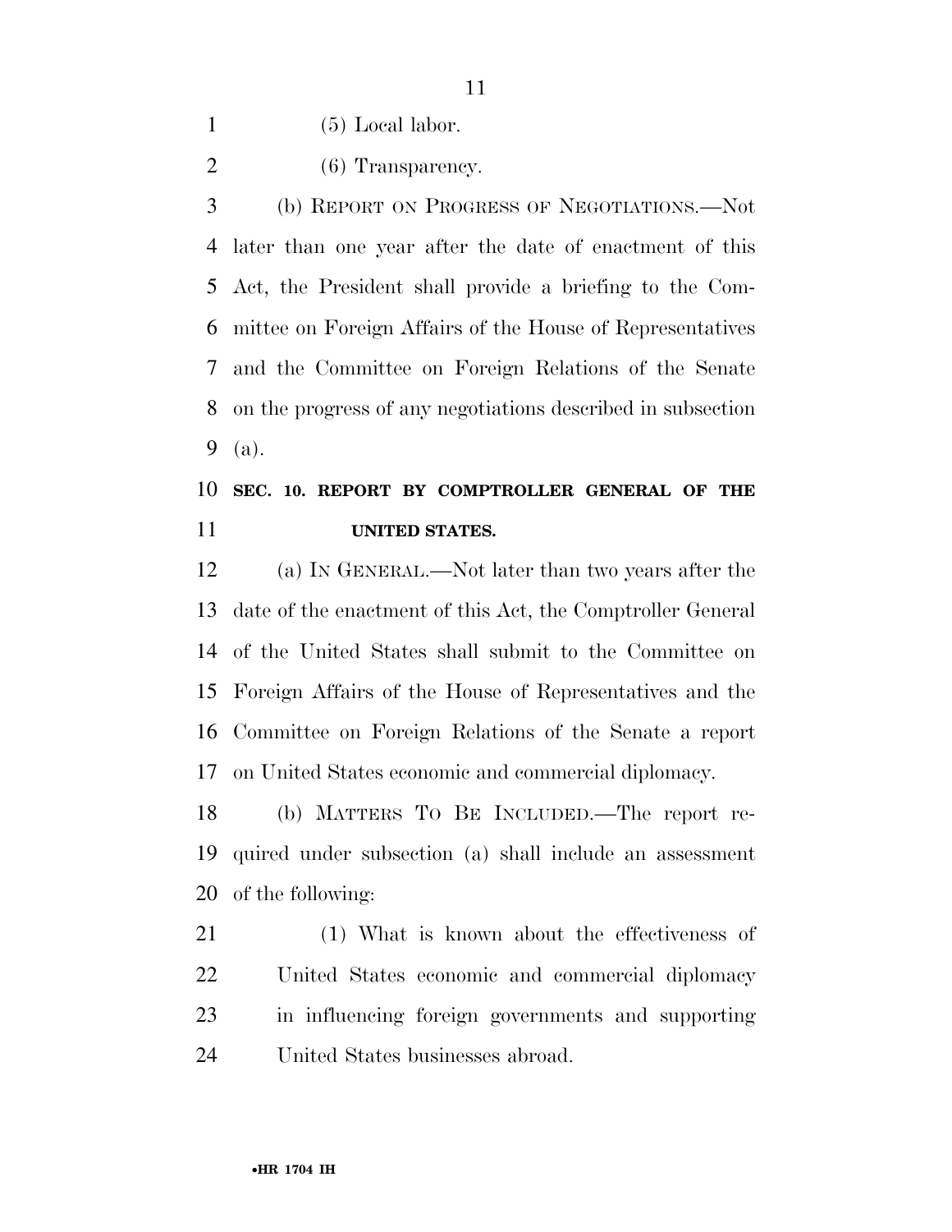(5) Local labor.

(6) Transparency.

(b) REPORT ON PROGRESS OF NEGOTIATIONS.—Not later than one year after the date of enactment of this Act, the President shall provide a briefing to the Committee on Foreign Affairs of the House of Representatives and the Committee on Foreign Relations of the Senate on the progress of any negotiations described in subsection (a).

**SEC. 10. REPORT BY COMPTROLLER GENERAL OF THE UNITED STATES.**

(a) IN GENERAL.—Not later than two years after the date of the enactment of this Act, the Comptroller General of the United States shall submit to the Committee on Foreign Affairs of the House of Representatives and the Committee on Foreign Relations of the Senate a report on United States economic and commercial diplomacy.

(b) MATTERS TO BE INCLUDED.—The report required under subsection (a) shall include an assessment of the following:

(1) What is known about the effectiveness of United States economic and commercial diplomacy in influencing foreign governments and supporting United States businesses abroad.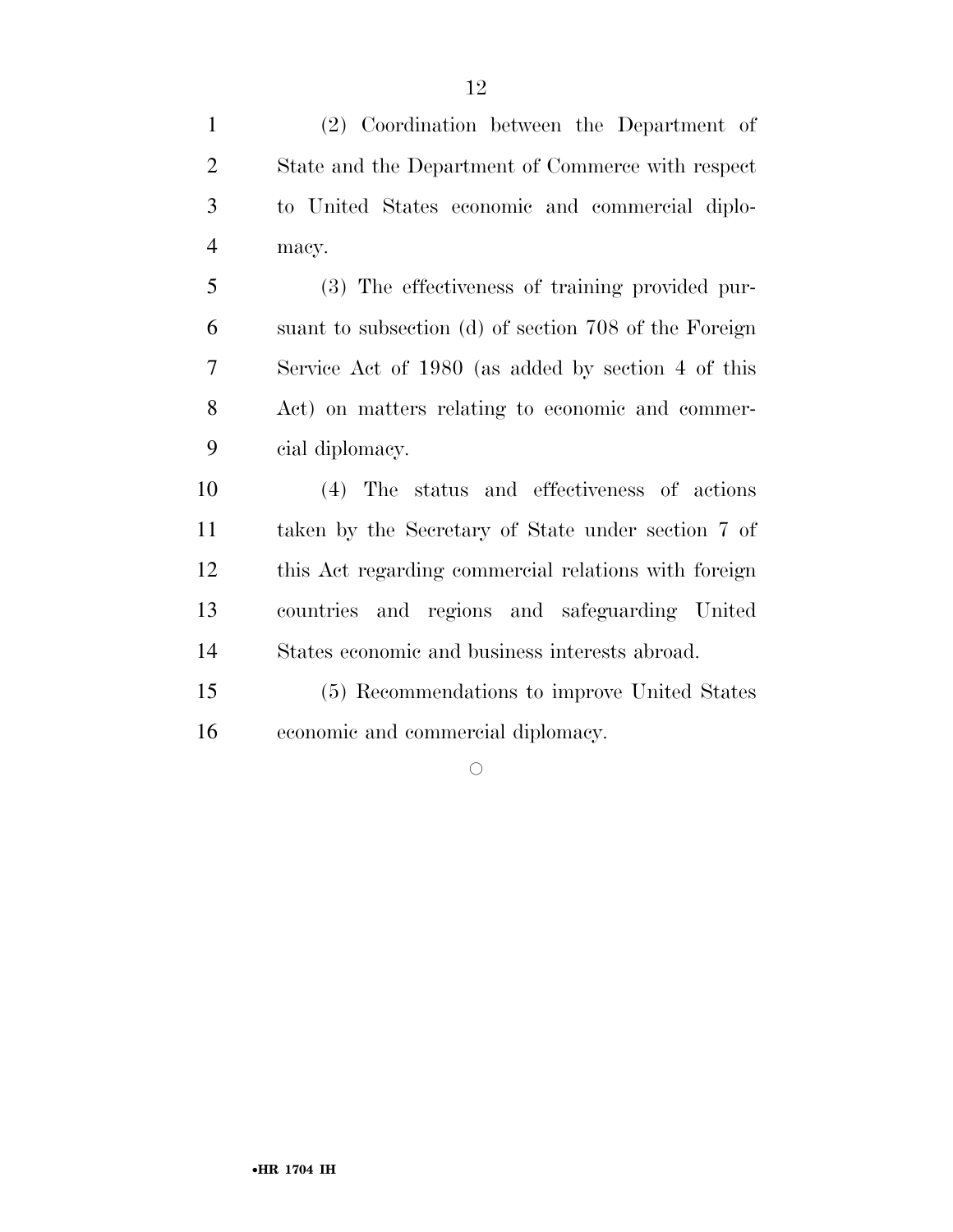(2) Coordination between the Department of State and the Department of Commerce with respect to United States economic and commercial diplomacy.

(3) The effectiveness of training provided pursuant to subsection (d) of section 708 of the Foreign Service Act of 1980 (as added by section 4 of this Act) on matters relating to economic and commercial diplomacy.

(4) The status and effectiveness of actions taken by the Secretary of State under section 7 of this Act regarding commercial relations with foreign countries and regions and safeguarding United States economic and business interests abroad.

(5) Recommendations to improve United States economic and commercial diplomacy.

○